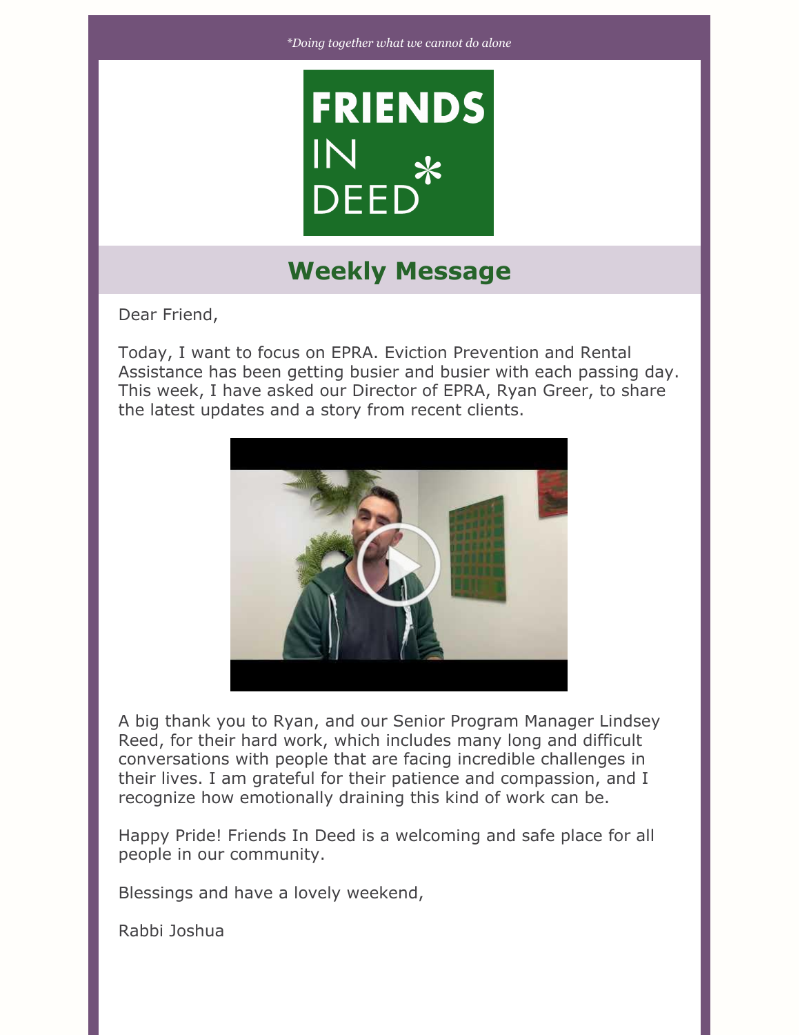*\*Doing together what we cannot do alone*

FRIENDS IN DEED*

## Weekly Message

Dear Friend,

Today, I want to focus on EPRA. Eviction Prevention and Rental Assistance has been getting busier and busier with each passing day. This week, I have asked our Director of EPRA, Ryan Greer, to share the latest updates and a story from recent clients.

A big thank you to Ryan, and our Senior Program Manager Lindsey Reed, for their hard work, which includes many long and difficult conversations with people that are facing incredible challenges in their lives. I am grateful for their patience and compassion, and I recognize how emotionally draining this kind of work can be.

Happy Pride! Friends In Deed is a welcoming and safe place for all people in our community.

Blessings and have a lovely weekend,

Rabbi Joshua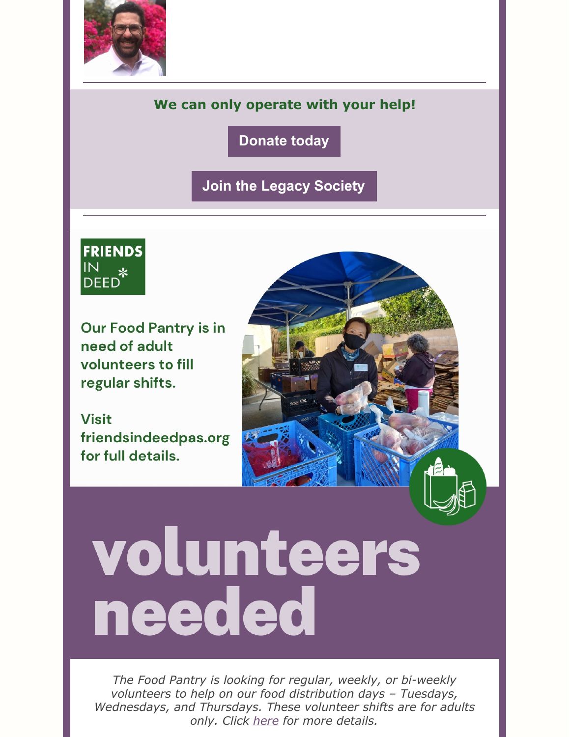**We can only operate with your help!**

Donate today

Join the Legacy Society

FRIENDS IN DEED

Our Food Pantry is in need of adult volunteers to fill regular shifts.

Visit friendsindeedpas.org for full details.

# volunteers needed

*The Food Pantry is looking for regular, weekly, or bi-weekly volunteers to help on our food distribution days – Tuesdays, Wednesdays, and Thursdays. These volunteer shifts are for adults only. Click here for more details.*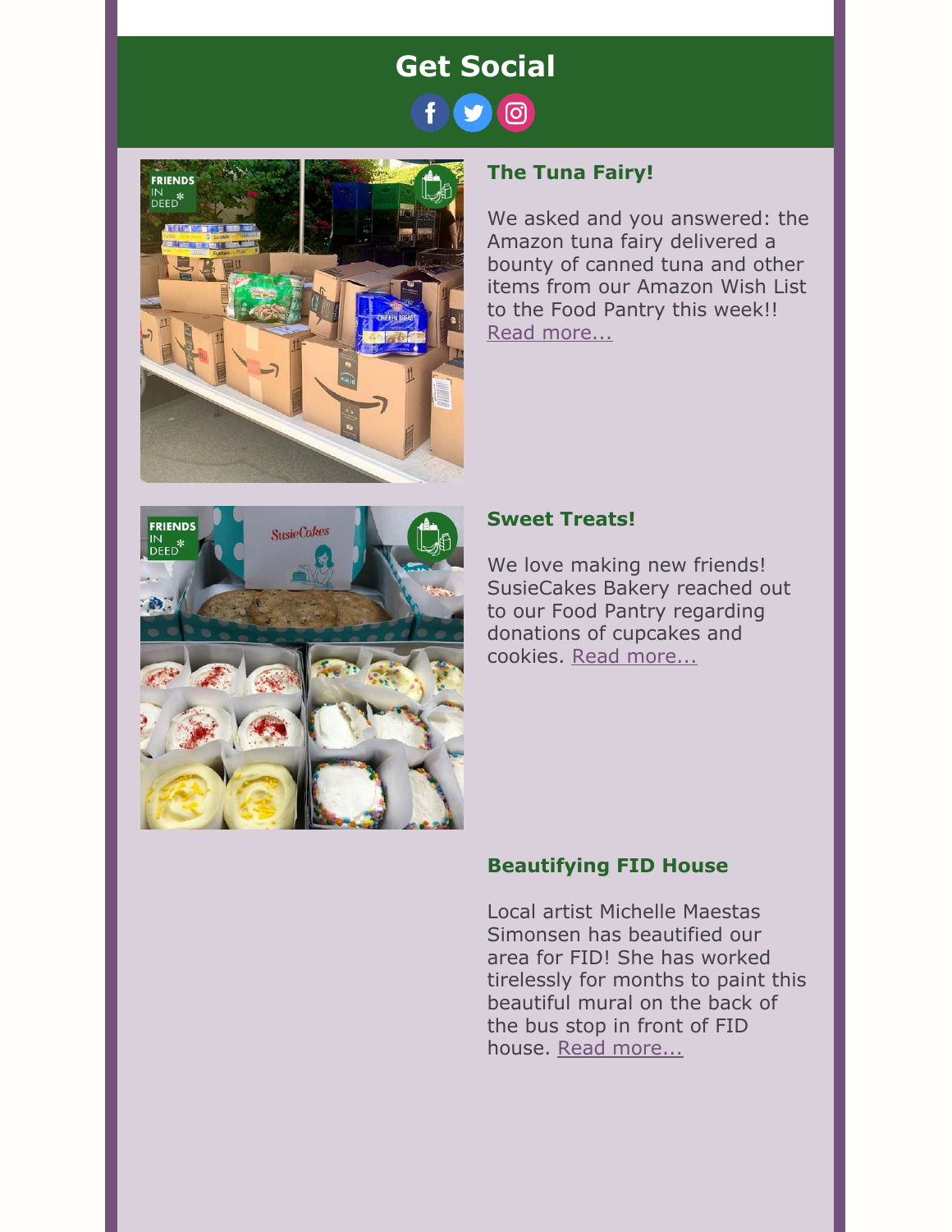## Get Social

### The Tuna Fairy!

We asked and you answered: the Amazon tuna fairy delivered a bounty of canned tuna and other items from our Amazon Wish List to the Food Pantry this week!! Read more...

### Sweet Treats!

We love making new friends! SusieCakes Bakery reached out to our Food Pantry regarding donations of cupcakes and cookies. Read more...

### Beautifying FID House

Local artist Michelle Maestas Simonsen has beautified our area for FID! She has worked tirelessly for months to paint this beautiful mural on the back of the bus stop in front of FID house. Read more...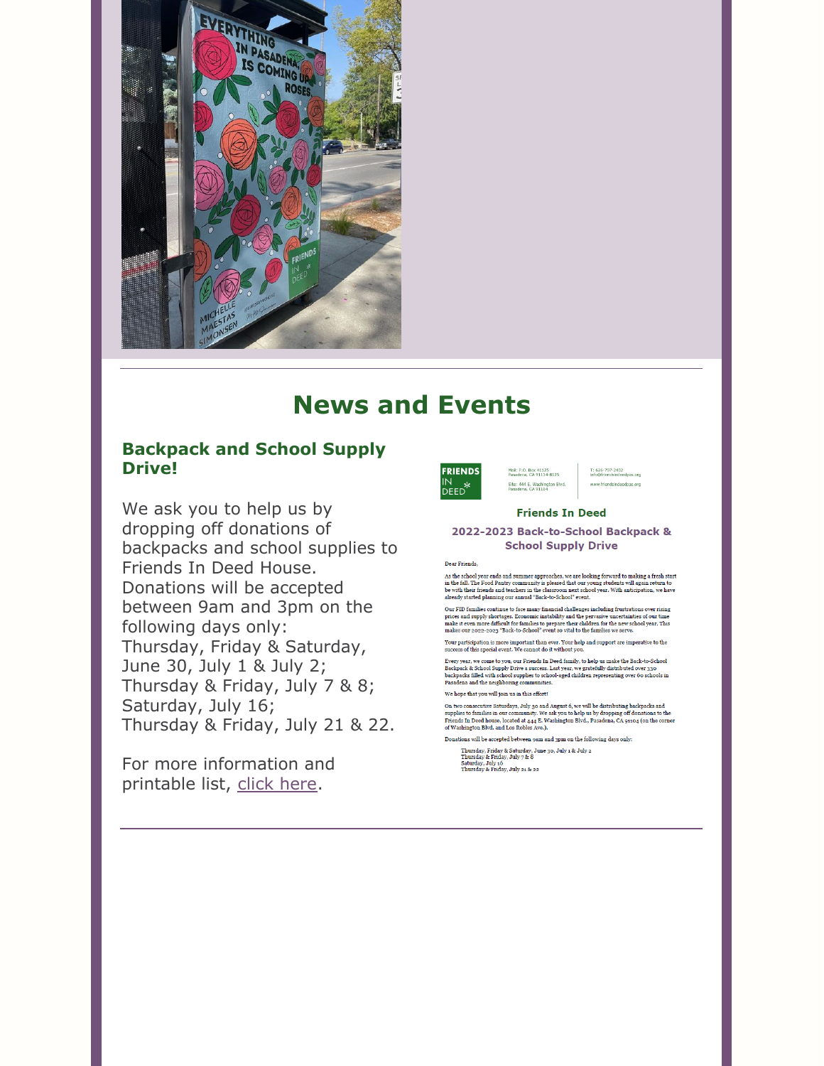## News and Events

### Backpack and School Supply Drive!

We ask you to help us by dropping off donations of backpacks and school supplies to Friends In Deed House. Donations will be accepted between 9am and 3pm on the following days only:
Thursday, Friday & Saturday, June 30, July 1 & July 2;
Thursday & Friday, July 7 & 8;
Saturday, July 16;
Thursday & Friday, July 21 & 22.

For more information and printable list, click here.

FRIENDS IN DEED

Mail: P.O. Box 41125
Pasadena, CA 91114-8125

Site: 444 E. Washington Blvd.
Pasadena, CA 91104

T: 626-797-2402
info@friendsindeedpas.org

www.friendsindeedpas.org

**Friends In Deed**

**2022-2023 Back-to-School Backpack & School Supply Drive**

Dear Friends,

As the school year ends and summer approaches, we are looking forward to making a fresh start in the fall. The Food Pantry community is pleased that our young students will again return to be with their friends and teachers in the classroom next school year. With anticipation, we have already started planning our annual "Back-to-School" event.

Our FID families continue to face many financial challenges including frustrations over rising prices and supply shortages. Economic instability and the pervasive uncertainties of our time make it even more difficult for families to prepare their children for the new school year. This makes our 2022-2023 "Back-to-School" event so vital to the families we serve.

Your participation is more important than ever. Your help and support are imperative to the success of this special event. We cannot do it without you.

Every year, we come to you, our Friends In Deed family, to help us make the Back-to-School Backpack & School Supply Drive a success. Last year, we gratefully distributed over 330 backpacks filled with school supplies to school-aged children representing over 60 schools in Pasadena and the neighboring communities.

We hope that you will join us in this effort!

On two consecutive Saturdays, July 30 and August 6, we will be distributing backpacks and supplies to families in our community. We ask you to help us by dropping off donations to the Friends In Deed house, located at 444 E. Washington Blvd., Pasadena, CA 91104 (on the corner of Washington Blvd. and Los Robles Ave.).

Donations will be accepted between 9am and 3pm on the following days only:

Thursday, Friday & Saturday, June 30, July 1 & July 2
Thursday & Friday, July 7 & 8
Saturday, July 16
Thursday & Friday, July 21 & 22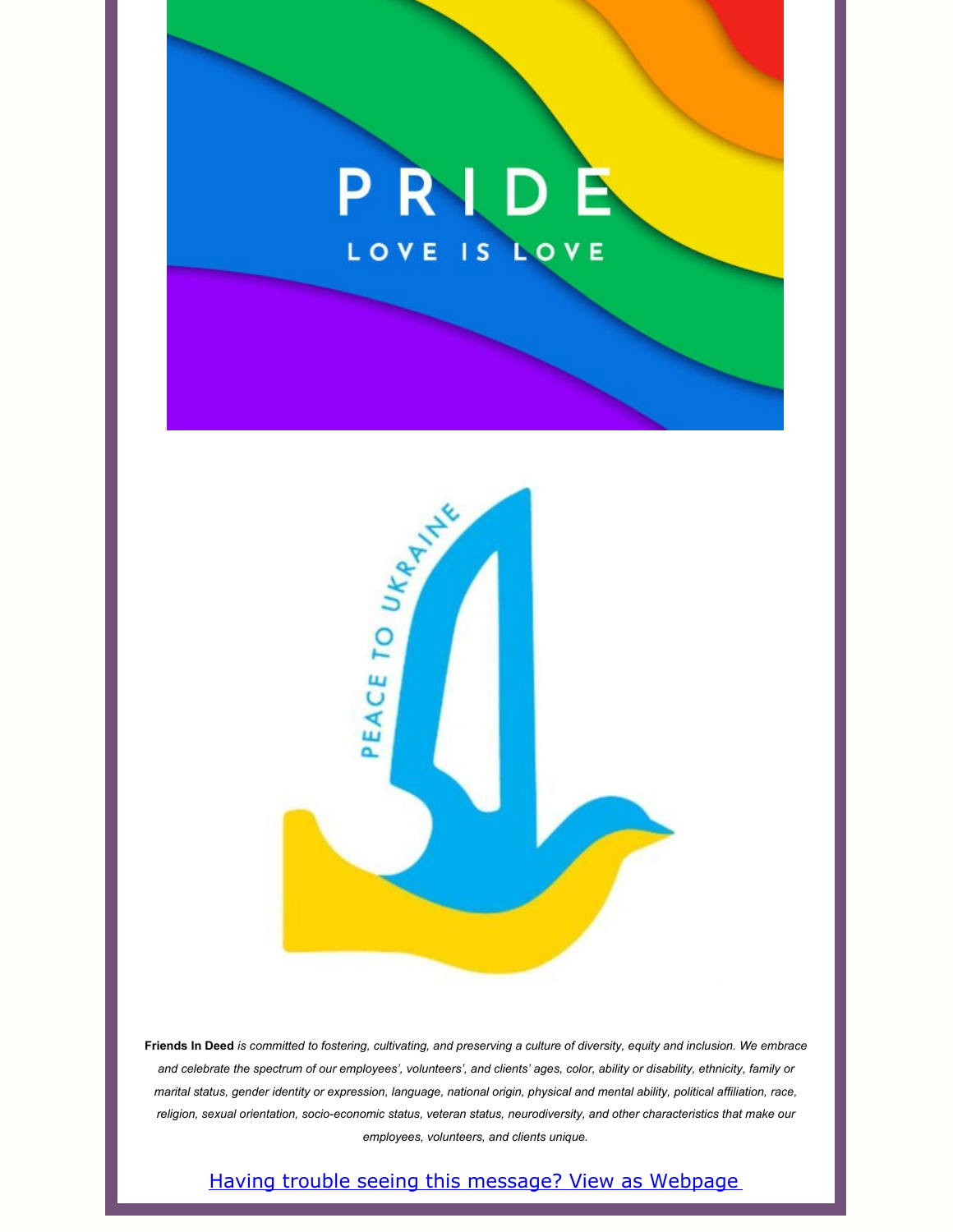**Friends In Deed** *is committed to fostering, cultivating, and preserving a culture of diversity, equity and inclusion. We embrace and celebrate the spectrum of our employees', volunteers', and clients' ages, color, ability or disability, ethnicity, family or marital status, gender identity or expression, language, national origin, physical and mental ability, political affiliation, race, religion, sexual orientation, socio-economic status, veteran status, neurodiversity, and other characteristics that make our employees, volunteers, and clients unique.*

Having trouble seeing this message? View as Webpage